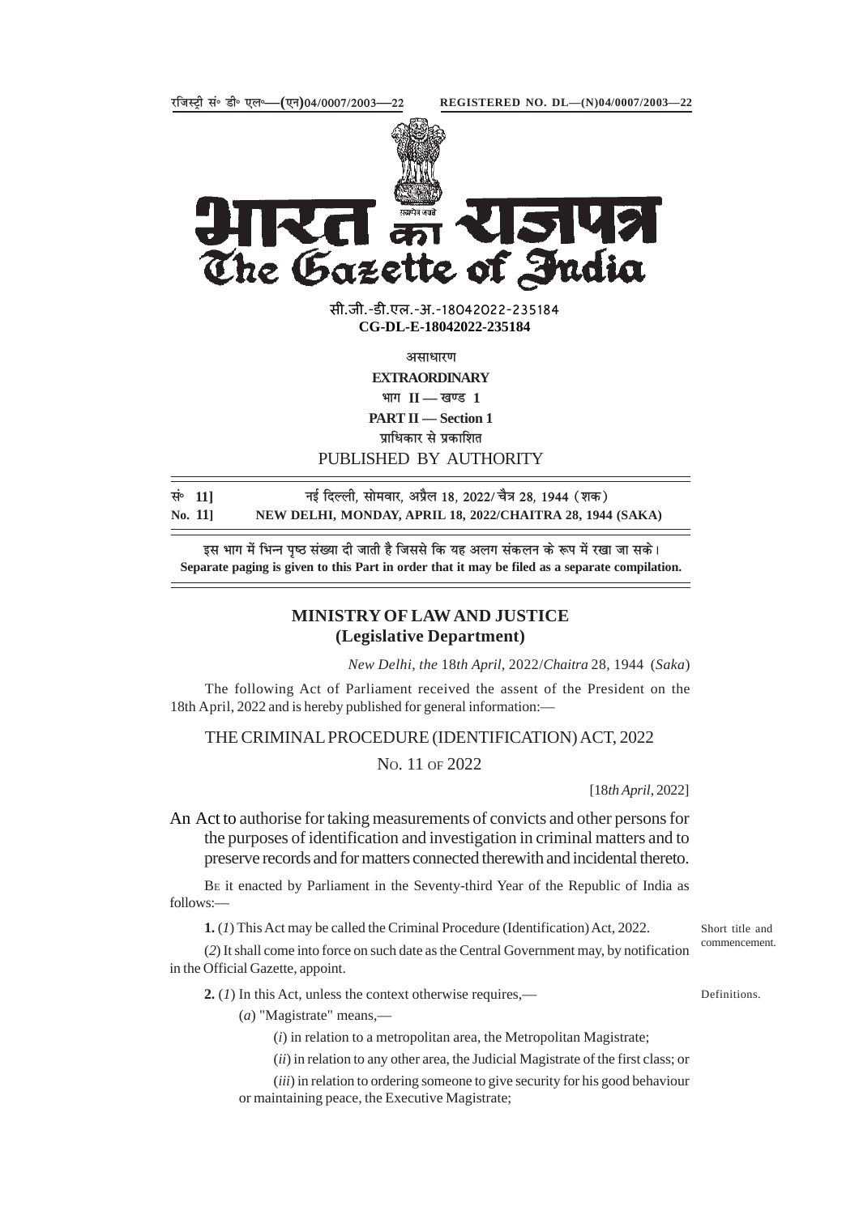रजिस्ट्री सं॰ डी॰ एल॰—(एन)04/0007/2003—22 REGISTERED NO. DL—(N)04/0007/2003—22

# भारत का राजपत्र
# The Gazette of India

सी.जी.-डी.एल.-अ.-18042022-235184
**CG-DL-E-18042022-235184**

असाधारण
**EXTRAORDINARY**
भाग II — खण्ड 1
**PART II — Section 1**
प्राधिकार से प्रकाशित
PUBLISHED BY AUTHORITY

| | |
|---|---|
| सं॰ 11] | नई दिल्ली, सोमवार, अप्रैल 18, 2022/ चैत्र 28, 1944 (शक) |
| No. 11] | NEW DELHI, MONDAY, APRIL 18, 2022/CHAITRA 28, 1944 (SAKA) |

इस भाग में भिन्न पृष्ठ संख्या दी जाती है जिससे कि यह अलग संकलन के रूप में रखा जा सके।
**Separate paging is given to this Part in order that it may be filed as a separate compilation.**

## MINISTRY OF LAW AND JUSTICE
## (Legislative Department)

*New Delhi, the* 18*th April*, 2022/*Chaitra* 28, 1944 (*Saka*)

The following Act of Parliament received the assent of the President on the 18th April, 2022 and is hereby published for general information:—

## THE CRIMINAL PROCEDURE (IDENTIFICATION) ACT, 2022

No. 11 OF 2022

[18*th April*, 2022]

An Act to authorise for taking measurements of convicts and other persons for the purposes of identification and investigation in criminal matters and to preserve records and for matters connected therewith and incidental thereto.

Be it enacted by Parliament in the Seventy-third Year of the Republic of India as follows:—

*Short title and commencement.*

**1.** (*1*) This Act may be called the Criminal Procedure (Identification) Act, 2022.

(*2*) It shall come into force on such date as the Central Government may, by notification in the Official Gazette, appoint.

*Definitions.*

**2.** (*1*) In this Act, unless the context otherwise requires,—

(*a*) "Magistrate" means,—

(*i*) in relation to a metropolitan area, the Metropolitan Magistrate;

(*ii*) in relation to any other area, the Judicial Magistrate of the first class; or

(*iii*) in relation to ordering someone to give security for his good behaviour or maintaining peace, the Executive Magistrate;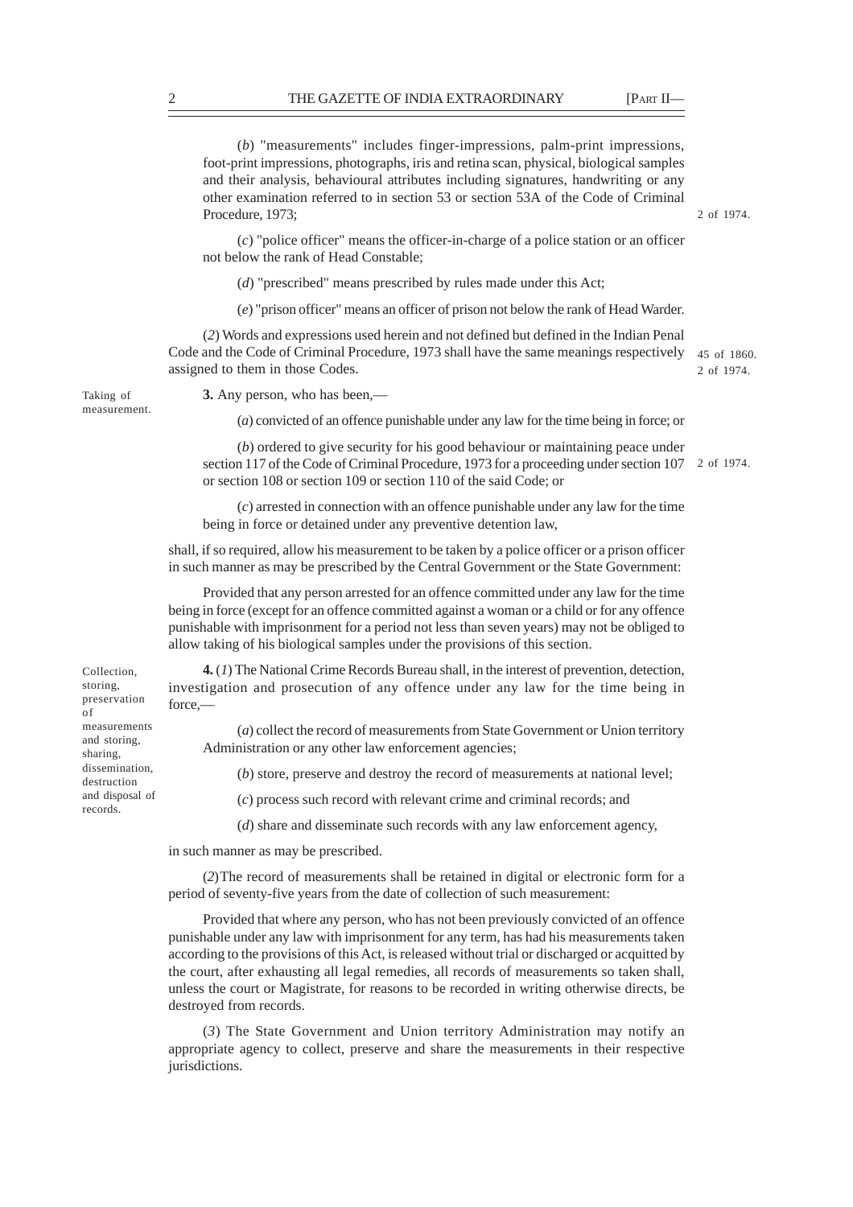(*b*) "measurements" includes finger-impressions, palm-print impressions, foot-print impressions, photographs, iris and retina scan, physical, biological samples and their analysis, behavioural attributes including signatures, handwriting or any other examination referred to in section 53 or section 53A of the Code of Criminal Procedure, 1973; 2 of 1974.

(*c*) "police officer" means the officer-in-charge of a police station or an officer not below the rank of Head Constable;

(*d*) "prescribed" means prescribed by rules made under this Act;

(*e*) "prison officer" means an officer of prison not below the rank of Head Warder.

(*2*) Words and expressions used herein and not defined but defined in the Indian Penal Code and the Code of Criminal Procedure, 1973 shall have the same meanings respectively assigned to them in those Codes. 45 of 1860. 2 of 1974.

Taking of measurement.

**3.** Any person, who has been,—

(*a*) convicted of an offence punishable under any law for the time being in force; or

(*b*) ordered to give security for his good behaviour or maintaining peace under section 117 of the Code of Criminal Procedure, 1973 for a proceeding under section 107 or section 108 or section 109 or section 110 of the said Code; or 2 of 1974.

(*c*) arrested in connection with an offence punishable under any law for the time being in force or detained under any preventive detention law,

shall, if so required, allow his measurement to be taken by a police officer or a prison officer in such manner as may be prescribed by the Central Government or the State Government:

Provided that any person arrested for an offence committed under any law for the time being in force (except for an offence committed against a woman or a child or for any offence punishable with imprisonment for a period not less than seven years) may not be obliged to allow taking of his biological samples under the provisions of this section.

Collection, storing, preservation of measurements and storing, sharing, dissemination, destruction and disposal of records.

**4.** (*1*) The National Crime Records Bureau shall, in the interest of prevention, detection, investigation and prosecution of any offence under any law for the time being in force,—

(*a*) collect the record of measurements from State Government or Union territory Administration or any other law enforcement agencies;

(*b*) store, preserve and destroy the record of measurements at national level;

(*c*) process such record with relevant crime and criminal records; and

(*d*) share and disseminate such records with any law enforcement agency,

in such manner as may be prescribed.

(*2*) The record of measurements shall be retained in digital or electronic form for a period of seventy-five years from the date of collection of such measurement:

Provided that where any person, who has not been previously convicted of an offence punishable under any law with imprisonment for any term, has had his measurements taken according to the provisions of this Act, is released without trial or discharged or acquitted by the court, after exhausting all legal remedies, all records of measurements so taken shall, unless the court or Magistrate, for reasons to be recorded in writing otherwise directs, be destroyed from records.

(*3*) The State Government and Union territory Administration may notify an appropriate agency to collect, preserve and share the measurements in their respective jurisdictions.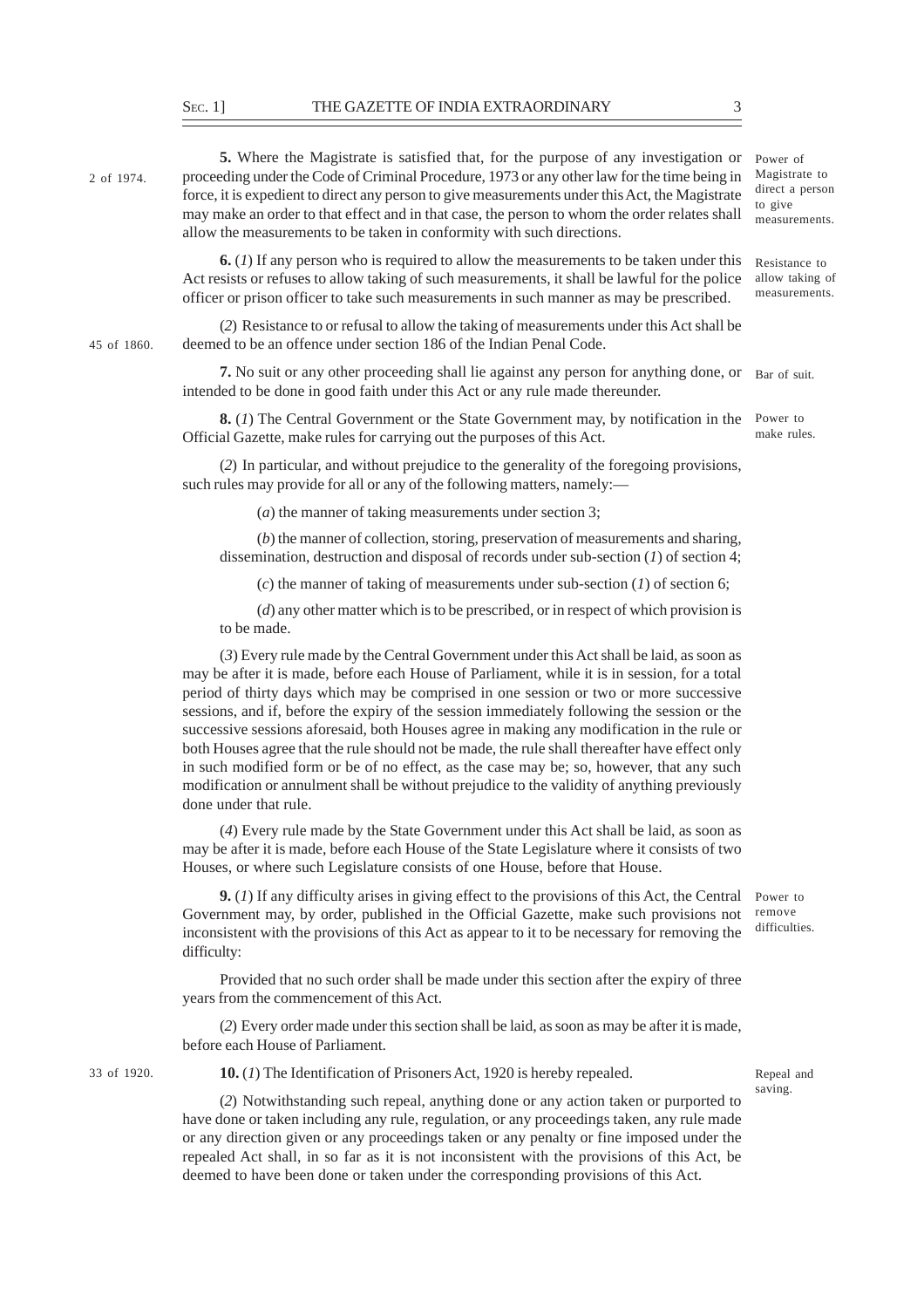**5.** Where the Magistrate is satisfied that, for the purpose of any investigation or proceeding under the Code of Criminal Procedure, 1973 or any other law for the time being in force, it is expedient to direct any person to give measurements under this Act, the Magistrate may make an order to that effect and in that case, the person to whom the order relates shall allow the measurements to be taken in conformity with such directions.

2 of 1974.

Power of Magistrate to direct a person to give measurements.

**6.** (*1*) If any person who is required to allow the measurements to be taken under this Act resists or refuses to allow taking of such measurements, it shall be lawful for the police officer or prison officer to take such measurements in such manner as may be prescribed.

Resistance to allow taking of measurements.

(*2*) Resistance to or refusal to allow the taking of measurements under this Act shall be deemed to be an offence under section 186 of the Indian Penal Code.

45 of 1860.

**7.** No suit or any other proceeding shall lie against any person for anything done, or intended to be done in good faith under this Act or any rule made thereunder.

Bar of suit.

**8.** (*1*) The Central Government or the State Government may, by notification in the Official Gazette, make rules for carrying out the purposes of this Act.

Power to make rules.

(*2*) In particular, and without prejudice to the generality of the foregoing provisions, such rules may provide for all or any of the following matters, namely:—

(*a*) the manner of taking measurements under section 3;

(*b*) the manner of collection, storing, preservation of measurements and sharing, dissemination, destruction and disposal of records under sub-section (*1*) of section 4;

(*c*) the manner of taking of measurements under sub-section (*1*) of section 6;

(*d*) any other matter which is to be prescribed, or in respect of which provision is to be made.

(*3*) Every rule made by the Central Government under this Act shall be laid, as soon as may be after it is made, before each House of Parliament, while it is in session, for a total period of thirty days which may be comprised in one session or two or more successive sessions, and if, before the expiry of the session immediately following the session or the successive sessions aforesaid, both Houses agree in making any modification in the rule or both Houses agree that the rule should not be made, the rule shall thereafter have effect only in such modified form or be of no effect, as the case may be; so, however, that any such modification or annulment shall be without prejudice to the validity of anything previously done under that rule.

(*4*) Every rule made by the State Government under this Act shall be laid, as soon as may be after it is made, before each House of the State Legislature where it consists of two Houses, or where such Legislature consists of one House, before that House.

**9.** (*1*) If any difficulty arises in giving effect to the provisions of this Act, the Central Government may, by order, published in the Official Gazette, make such provisions not inconsistent with the provisions of this Act as appear to it to be necessary for removing the difficulty:

Power to remove difficulties.

Provided that no such order shall be made under this section after the expiry of three years from the commencement of this Act.

(*2*) Every order made under this section shall be laid, as soon as may be after it is made, before each House of Parliament.

**10.** (*1*) The Identification of Prisoners Act, 1920 is hereby repealed.

33 of 1920.

Repeal and saving.

(*2*) Notwithstanding such repeal, anything done or any action taken or purported to have done or taken including any rule, regulation, or any proceedings taken, any rule made or any direction given or any proceedings taken or any penalty or fine imposed under the repealed Act shall, in so far as it is not inconsistent with the provisions of this Act, be deemed to have been done or taken under the corresponding provisions of this Act.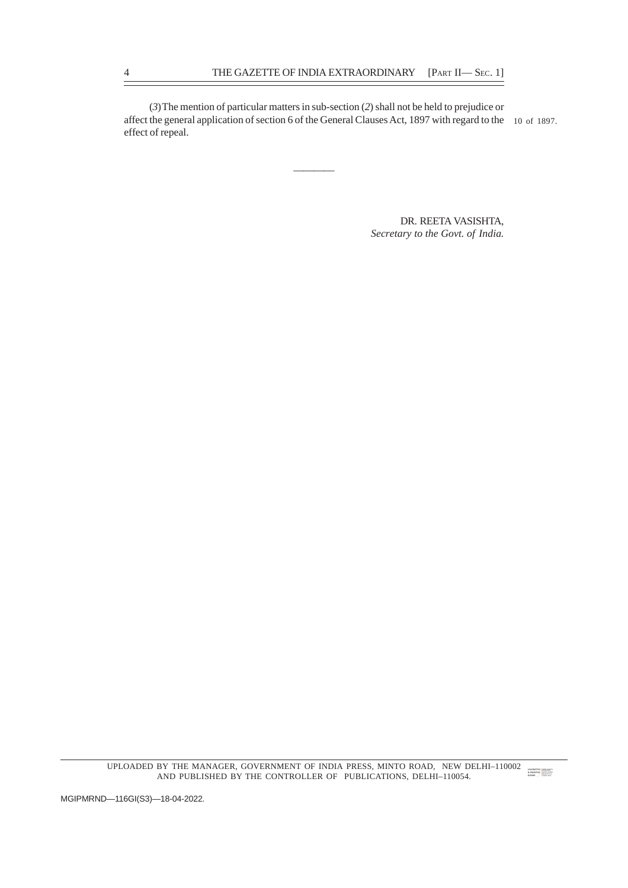(*3*) The mention of particular matters in sub-section (*2*) shall not be held to prejudice or affect the general application of section 6 of the General Clauses Act, 1897 with regard to the effect of repeal.

10 of 1897.

————

DR. REETA VASISHTA,
*Secretary to the Govt. of India.*

UPLOADED BY THE MANAGER, GOVERNMENT OF INDIA PRESS, MINTO ROAD, NEW DELHI–110002
AND PUBLISHED BY THE CONTROLLER OF PUBLICATIONS, DELHI–110054.

MGIPMRND—116GI(S3)—18-04-2022.